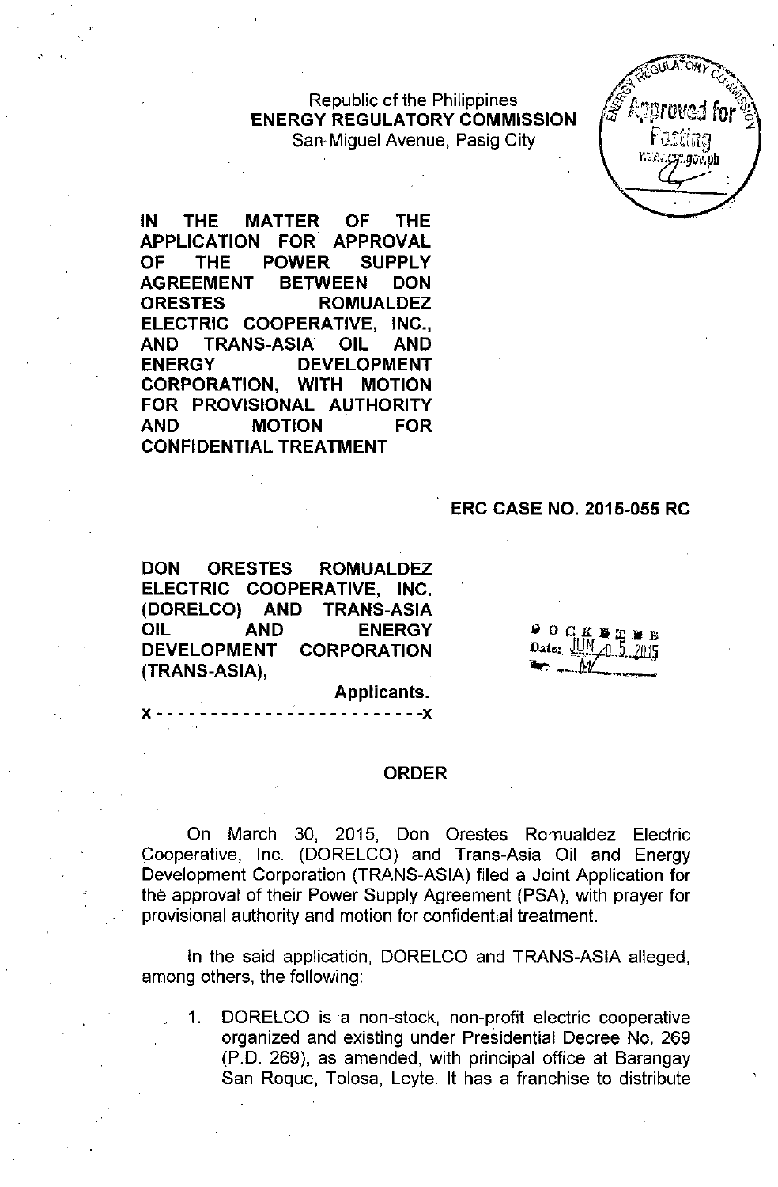Republic of the Philippines
**ENERGY REGULATORY COMMISSION**
San Miguel Avenue, Pasig City

**IN THE MATTER OF THE APPLICATION FOR APPROVAL OF THE POWER SUPPLY AGREEMENT BETWEEN DON ORESTES ROMUALDEZ ELECTRIC COOPERATIVE, INC., AND TRANS-ASIA OIL AND ENERGY DEVELOPMENT CORPORATION, WITH MOTION FOR PROVISIONAL AUTHORITY AND MOTION FOR CONFIDENTIAL TREATMENT**

**ERC CASE NO. 2015-055 RC**

**DON ORESTES ROMUALDEZ ELECTRIC COOPERATIVE, INC. (DORELCO) AND TRANS-ASIA OIL AND ENERGY DEVELOPMENT CORPORATION (TRANS-ASIA),**

**Applicants.**

x - - - - - - - - - - - - - - - - - - - - - - - - x

DOCKETED
Date: JUN 05 2015

## ORDER

On March 30, 2015, Don Orestes Romualdez Electric Cooperative, Inc. (DORELCO) and Trans-Asia Oil and Energy Development Corporation (TRANS-ASIA) filed a Joint Application for the approval of their Power Supply Agreement (PSA), with prayer for provisional authority and motion for confidential treatment.

In the said application, DORELCO and TRANS-ASIA alleged, among others, the following:

1. DORELCO is a non-stock, non-profit electric cooperative organized and existing under Presidential Decree No. 269 (P.D. 269), as amended, with principal office at Barangay San Roque, Tolosa, Leyte. It has a franchise to distribute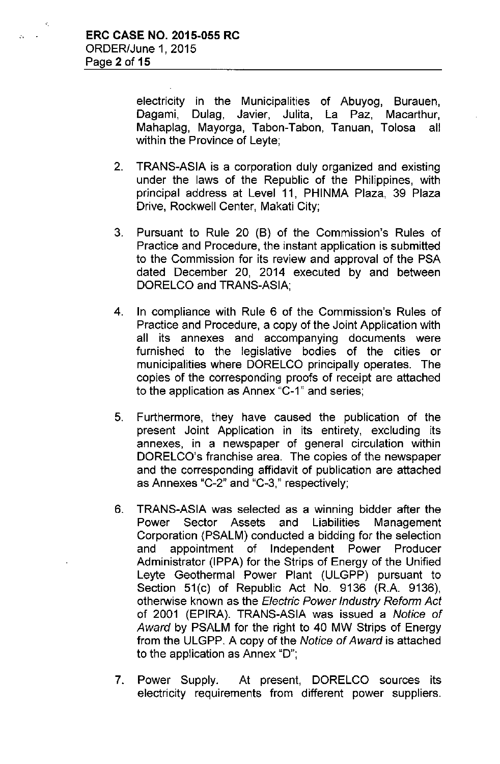electricity in the Municipalities of Abuyog, Burauen, Dagami, Dulag, Javier, Julita, La Paz, Macarthur, Mahaplag, Mayorga, Tabon-Tabon, Tanuan, Tolosa all within the Province of Leyte;

2. TRANS-ASIA is a corporation duly organized and existing under the laws of the Republic of the Philippines, with principal address at Level 11, PHINMA Plaza, 39 Plaza Drive, Rockwell Center, Makati City;

3. Pursuant to Rule 20 (B) of the Commission's Rules of Practice and Procedure, the instant application is submitted to the Commission for its review and approval of the PSA dated December 20, 2014 executed by and between DORELCO and TRANS-ASIA;

4. In compliance with Rule 6 of the Commission's Rules of Practice and Procedure, a copy of the Joint Application with all its annexes and accompanying documents were furnished to the legislative bodies of the cities or municipalities where DORELCO principally operates. The copies of the corresponding proofs of receipt are attached to the application as Annex "C-1" and series;

5. Furthermore, they have caused the publication of the present Joint Application in its entirety, excluding its annexes, in a newspaper of general circulation within DORELCO's franchise area. The copies of the newspaper and the corresponding affidavit of publication are attached as Annexes "C-2" and "C-3," respectively;

6. TRANS-ASIA was selected as a winning bidder after the Power Sector Assets and Liabilities Management Corporation (PSALM) conducted a bidding for the selection and appointment of Independent Power Producer Administrator (IPPA) for the Strips of Energy of the Unified Leyte Geothermal Power Plant (ULGPP) pursuant to Section 51(c) of Republic Act No. 9136 (R.A. 9136), otherwise known as the *Electric Power Industry Reform Act* of 2001 (EPIRA). TRANS-ASIA was issued a *Notice of Award* by PSALM for the right to 40 MW Strips of Energy from the ULGPP. A copy of the *Notice of Award* is attached to the application as Annex "D";

7. Power Supply. At present, DORELCO sources its electricity requirements from different power suppliers.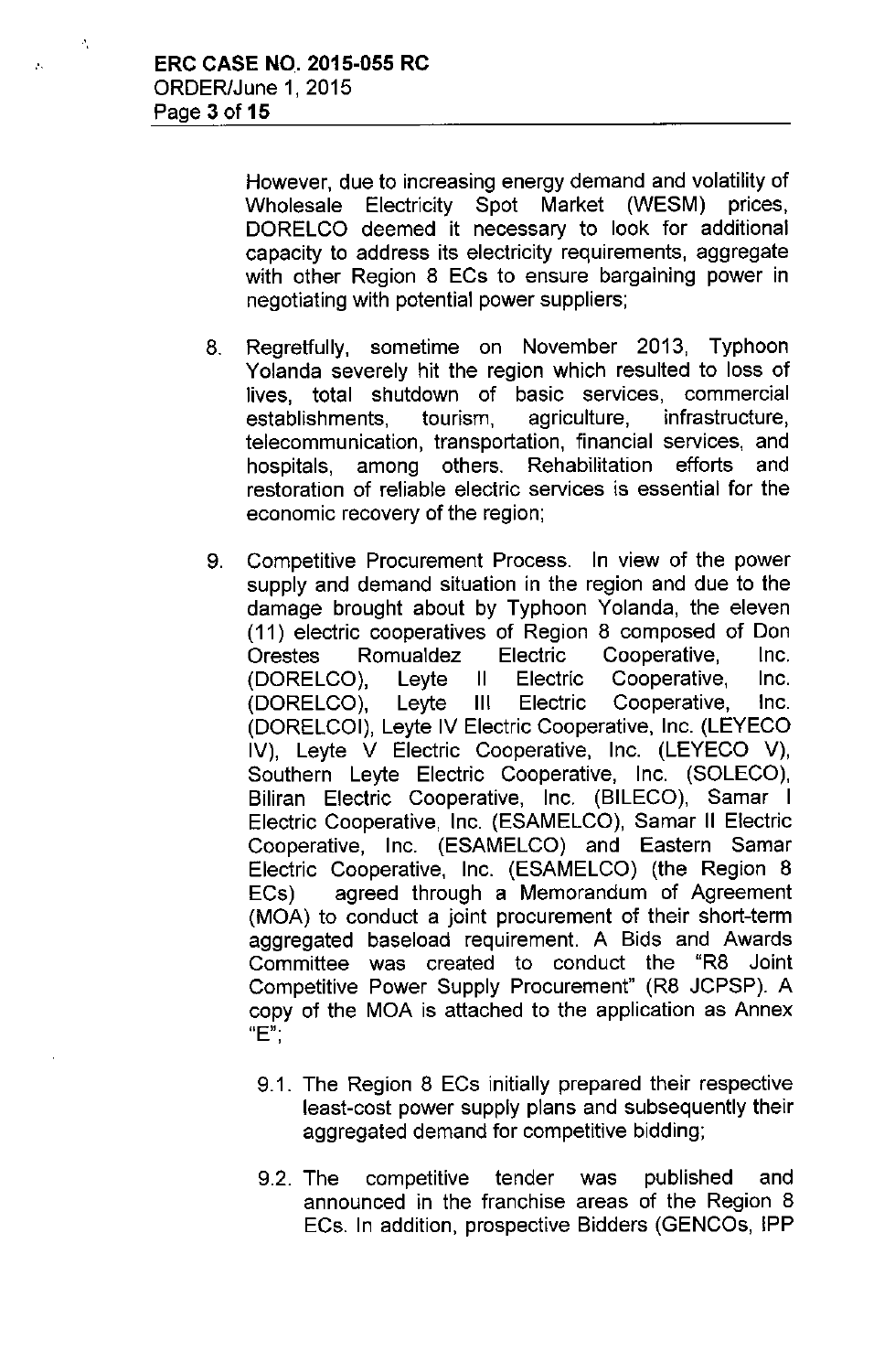However, due to increasing energy demand and volatility of Wholesale Electricity Spot Market (WESM) prices, DORELCO deemed it necessary to look for additional capacity to address its electricity requirements, aggregate with other Region 8 ECs to ensure bargaining power in negotiating with potential power suppliers;

8. Regretfully, sometime on November 2013, Typhoon Yolanda severely hit the region which resulted to loss of lives, total shutdown of basic services, commercial establishments, tourism, agriculture, infrastructure, telecommunication, transportation, financial services, and hospitals, among others. Rehabilitation efforts and restoration of reliable electric services is essential for the economic recovery of the region;

9. Competitive Procurement Process. In view of the power supply and demand situation in the region and due to the damage brought about by Typhoon Yolanda, the eleven (11) electric cooperatives of Region 8 composed of Don Orestes Romualdez Electric Cooperative, Inc. (DORELCO), Leyte II Electric Cooperative, Inc. (DORELCO), Leyte III Electric Cooperative, Inc. (DORELCOI), Leyte IV Electric Cooperative, Inc. (LEYECO IV), Leyte V Electric Cooperative, Inc. (LEYECO V), Southern Leyte Electric Cooperative, Inc. (SOLECO), Biliran Electric Cooperative, Inc. (BILECO), Samar I Electric Cooperative, Inc. (ESAMELCO), Samar II Electric Cooperative, Inc. (ESAMELCO) and Eastern Samar Electric Cooperative, Inc. (ESAMELCO) (the Region 8 ECs) agreed through a Memorandum of Agreement (MOA) to conduct a joint procurement of their short-term aggregated baseload requirement. A Bids and Awards Committee was created to conduct the "R8 Joint Competitive Power Supply Procurement" (R8 JCPSP). A copy of the MOA is attached to the application as Annex "E";

   9.1. The Region 8 ECs initially prepared their respective least-cost power supply plans and subsequently their aggregated demand for competitive bidding;

   9.2. The competitive tender was published and announced in the franchise areas of the Region 8 ECs. In addition, prospective Bidders (GENCOs, IPP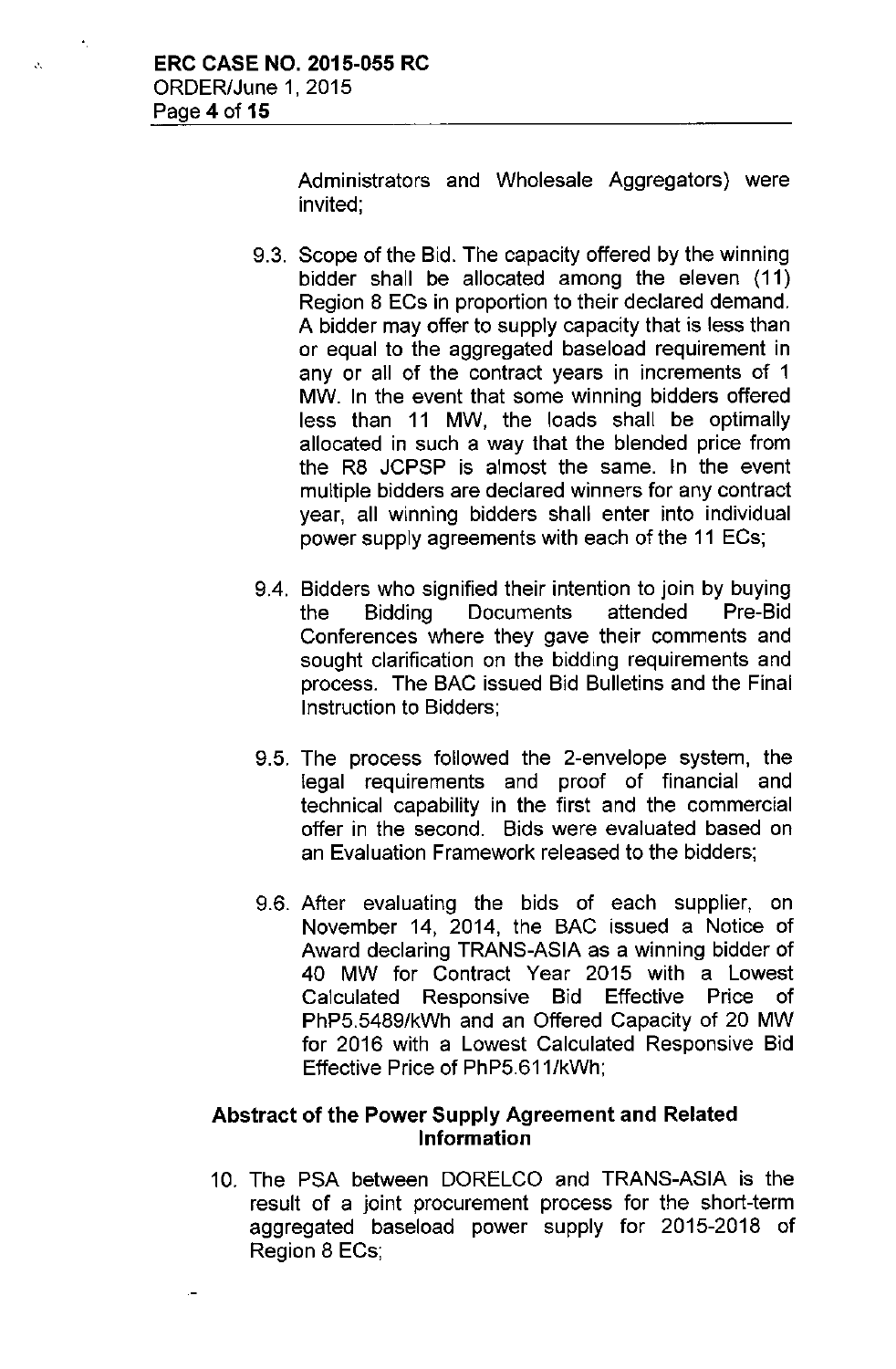Administrators and Wholesale Aggregators) were invited;

9.3. Scope of the Bid. The capacity offered by the winning bidder shall be allocated among the eleven (11) Region 8 ECs in proportion to their declared demand. A bidder may offer to supply capacity that is less than or equal to the aggregated baseload requirement in any or all of the contract years in increments of 1 MW. In the event that some winning bidders offered less than 11 MW, the loads shall be optimally allocated in such a way that the blended price from the R8 JCPSP is almost the same. In the event multiple bidders are declared winners for any contract year, all winning bidders shall enter into individual power supply agreements with each of the 11 ECs;

9.4. Bidders who signified their intention to join by buying the Bidding Documents attended Pre-Bid Conferences where they gave their comments and sought clarification on the bidding requirements and process. The BAC issued Bid Bulletins and the Final Instruction to Bidders;

9.5. The process followed the 2-envelope system, the legal requirements and proof of financial and technical capability in the first and the commercial offer in the second. Bids were evaluated based on an Evaluation Framework released to the bidders;

9.6. After evaluating the bids of each supplier, on November 14, 2014, the BAC issued a Notice of Award declaring TRANS-ASIA as a winning bidder of 40 MW for Contract Year 2015 with a Lowest Calculated Responsive Bid Effective Price of PhP5.5489/kWh and an Offered Capacity of 20 MW for 2016 with a Lowest Calculated Responsive Bid Effective Price of PhP5.611/kWh;

## Abstract of the Power Supply Agreement and Related Information

10. The PSA between DORELCO and TRANS-ASIA is the result of a joint procurement process for the short-term aggregated baseload power supply for 2015-2018 of Region 8 ECs;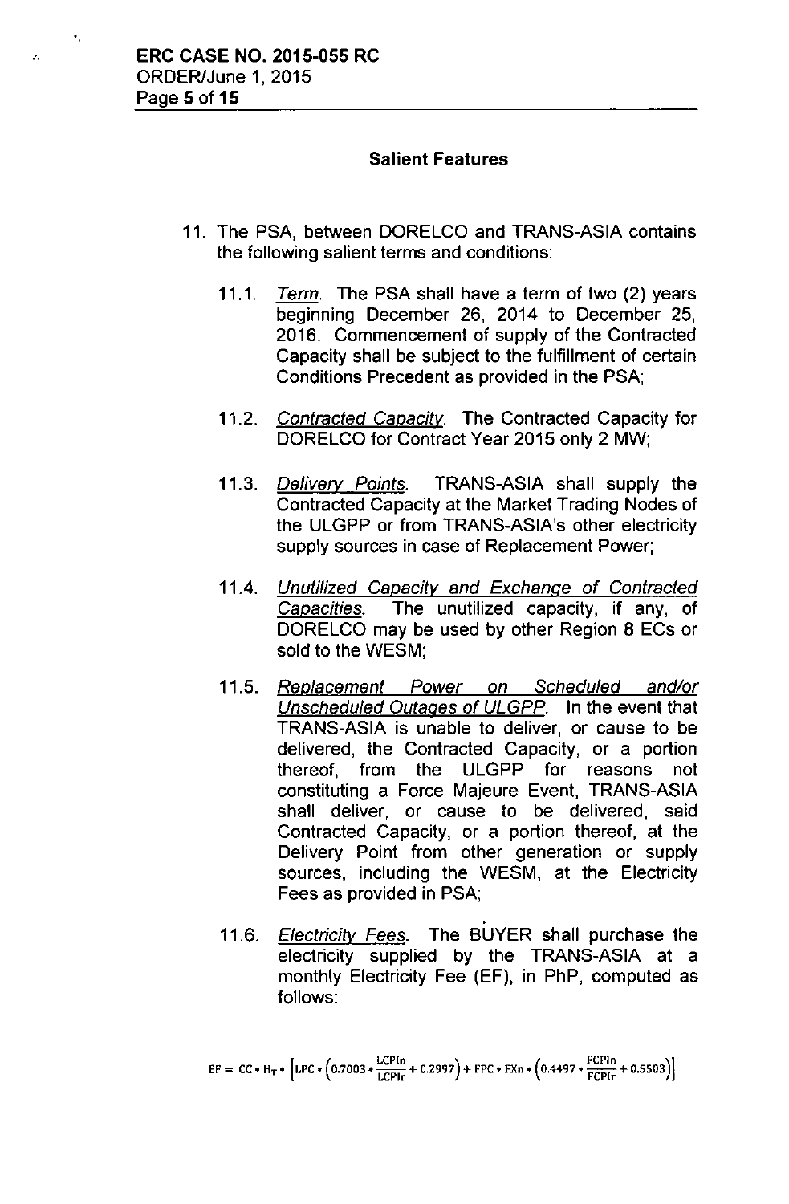## Salient Features

11. The PSA, between DORELCO and TRANS-ASIA contains the following salient terms and conditions:

    11.1. *Term*. The PSA shall have a term of two (2) years beginning December 26, 2014 to December 25, 2016. Commencement of supply of the Contracted Capacity shall be subject to the fulfillment of certain Conditions Precedent as provided in the PSA;

    11.2. *Contracted Capacity*. The Contracted Capacity for DORELCO for Contract Year 2015 only 2 MW;

    11.3. *Delivery Points*. TRANS-ASIA shall supply the Contracted Capacity at the Market Trading Nodes of the ULGPP or from TRANS-ASIA's other electricity supply sources in case of Replacement Power;

    11.4. *Unutilized Capacity and Exchange of Contracted Capacities*. The unutilized capacity, if any, of DORELCO may be used by other Region 8 ECs or sold to the WESM;

    11.5. *Replacement Power on Scheduled and/or Unscheduled Outages of ULGPP*. In the event that TRANS-ASIA is unable to deliver, or cause to be delivered, the Contracted Capacity, or a portion thereof, from the ULGPP for reasons not constituting a Force Majeure Event, TRANS-ASIA shall deliver, or cause to be delivered, said Contracted Capacity, or a portion thereof, at the Delivery Point from other generation or supply sources, including the WESM, at the Electricity Fees as provided in PSA;

    11.6. *Electricity Fees*. The BUYER shall purchase the electricity supplied by the TRANS-ASIA at a monthly Electricity Fee (EF), in PhP, computed as follows:

$$EF = CC \cdot H_T \cdot \left[ LPC \cdot \left( 0.7003 \cdot \frac{LCPIn}{LCPIr} + 0.2997 \right) + FPC \cdot FXn \cdot \left( 0.4497 \cdot \frac{FCPIn}{FCPIr} + 0.5503 \right) \right]$$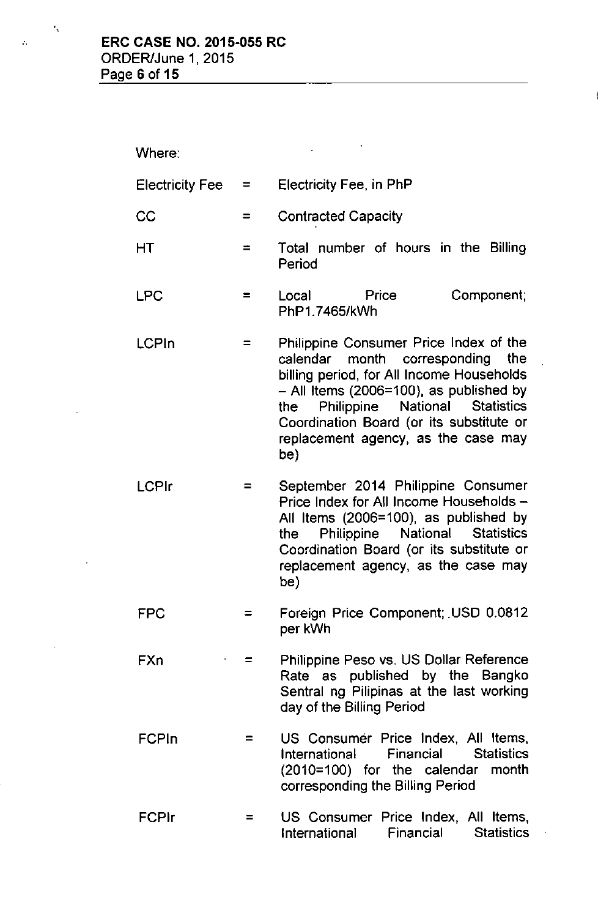Where:

| | | |
|---|---|---|
| Electricity Fee | = | Electricity Fee, in PhP |
| CC | = | Contracted Capacity |
| HT | = | Total number of hours in the Billing Period |
| LPC | = | Local Price Component; PhP1.7465/kWh |
| LCPIn | = | Philippine Consumer Price Index of the calendar month corresponding the billing period, for All Income Households – All Items (2006=100), as published by the Philippine National Statistics Coordination Board (or its substitute or replacement agency, as the case may be) |
| LCPIr | = | September 2014 Philippine Consumer Price Index for All Income Households – All Items (2006=100), as published by the Philippine National Statistics Coordination Board (or its substitute or replacement agency, as the case may be) |
| FPC | = | Foreign Price Component; USD 0.0812 per kWh |
| FXn | = | Philippine Peso vs. US Dollar Reference Rate as published by the Bangko Sentral ng Pilipinas at the last working day of the Billing Period |
| FCPIn | = | US Consumer Price Index, All Items, International Financial Statistics (2010=100) for the calendar month corresponding the Billing Period |
| FCPIr | = | US Consumer Price Index, All Items, International Financial Statistics |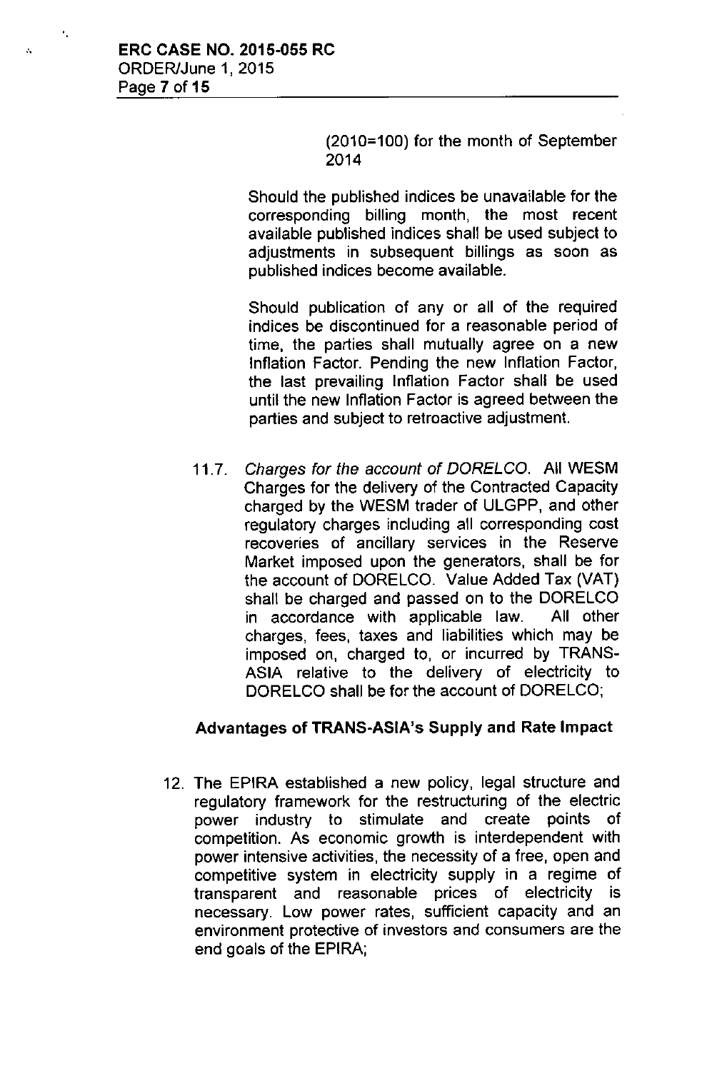(2010=100) for the month of September 2014

Should the published indices be unavailable for the corresponding billing month, the most recent available published indices shall be used subject to adjustments in subsequent billings as soon as published indices become available.

Should publication of any or all of the required indices be discontinued for a reasonable period of time, the parties shall mutually agree on a new Inflation Factor. Pending the new Inflation Factor, the last prevailing Inflation Factor shall be used until the new Inflation Factor is agreed between the parties and subject to retroactive adjustment.

11.7. *Charges for the account of DORELCO.* All WESM Charges for the delivery of the Contracted Capacity charged by the WESM trader of ULGPP, and other regulatory charges including all corresponding cost recoveries of ancillary services in the Reserve Market imposed upon the generators, shall be for the account of DORELCO. Value Added Tax (VAT) shall be charged and passed on to the DORELCO in accordance with applicable law. All other charges, fees, taxes and liabilities which may be imposed on, charged to, or incurred by TRANS-ASIA relative to the delivery of electricity to DORELCO shall be for the account of DORELCO;

**Advantages of TRANS-ASIA's Supply and Rate Impact**

12. The EPIRA established a new policy, legal structure and regulatory framework for the restructuring of the electric power industry to stimulate and create points of competition. As economic growth is interdependent with power intensive activities, the necessity of a free, open and competitive system in electricity supply in a regime of transparent and reasonable prices of electricity is necessary. Low power rates, sufficient capacity and an environment protective of investors and consumers are the end goals of the EPIRA;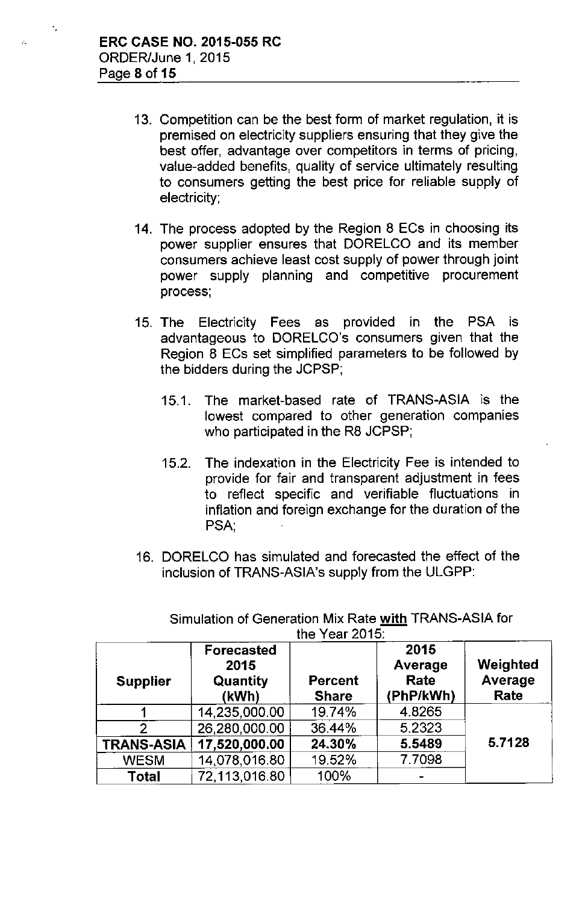13. Competition can be the best form of market regulation, it is premised on electricity suppliers ensuring that they give the best offer, advantage over competitors in terms of pricing, value-added benefits, quality of service ultimately resulting to consumers getting the best price for reliable supply of electricity;

14. The process adopted by the Region 8 ECs in choosing its power supplier ensures that DORELCO and its member consumers achieve least cost supply of power through joint power supply planning and competitive procurement process;

15. The Electricity Fees as provided in the PSA is advantageous to DORELCO's consumers given that the Region 8 ECs set simplified parameters to be followed by the bidders during the JCPSP;

    15.1. The market-based rate of TRANS-ASIA is the lowest compared to other generation companies who participated in the R8 JCPSP;

    15.2. The indexation in the Electricity Fee is intended to provide for fair and transparent adjustment in fees to reflect specific and verifiable fluctuations in inflation and foreign exchange for the duration of the PSA;

16. DORELCO has simulated and forecasted the effect of the inclusion of TRANS-ASIA's supply from the ULGPP:

Simulation of Generation Mix Rate **with** TRANS-ASIA for the Year 2015:

| Supplier | Forecasted 2015 Quantity (kWh) | Percent Share | 2015 Average Rate (PhP/kWh) | Weighted Average Rate |
|---|---|---|---|---|
| 1 | 14,235,000.00 | 19.74% | 4.8265 | 5.7128 |
| 2 | 26,280,000.00 | 36.44% | 5.2323 | |
| **TRANS-ASIA** | **17,520,000.00** | **24.30%** | **5.5489** | |
| WESM | 14,078,016.80 | 19.52% | 7.7098 | |
| **Total** | 72,113,016.80 | 100% | - | |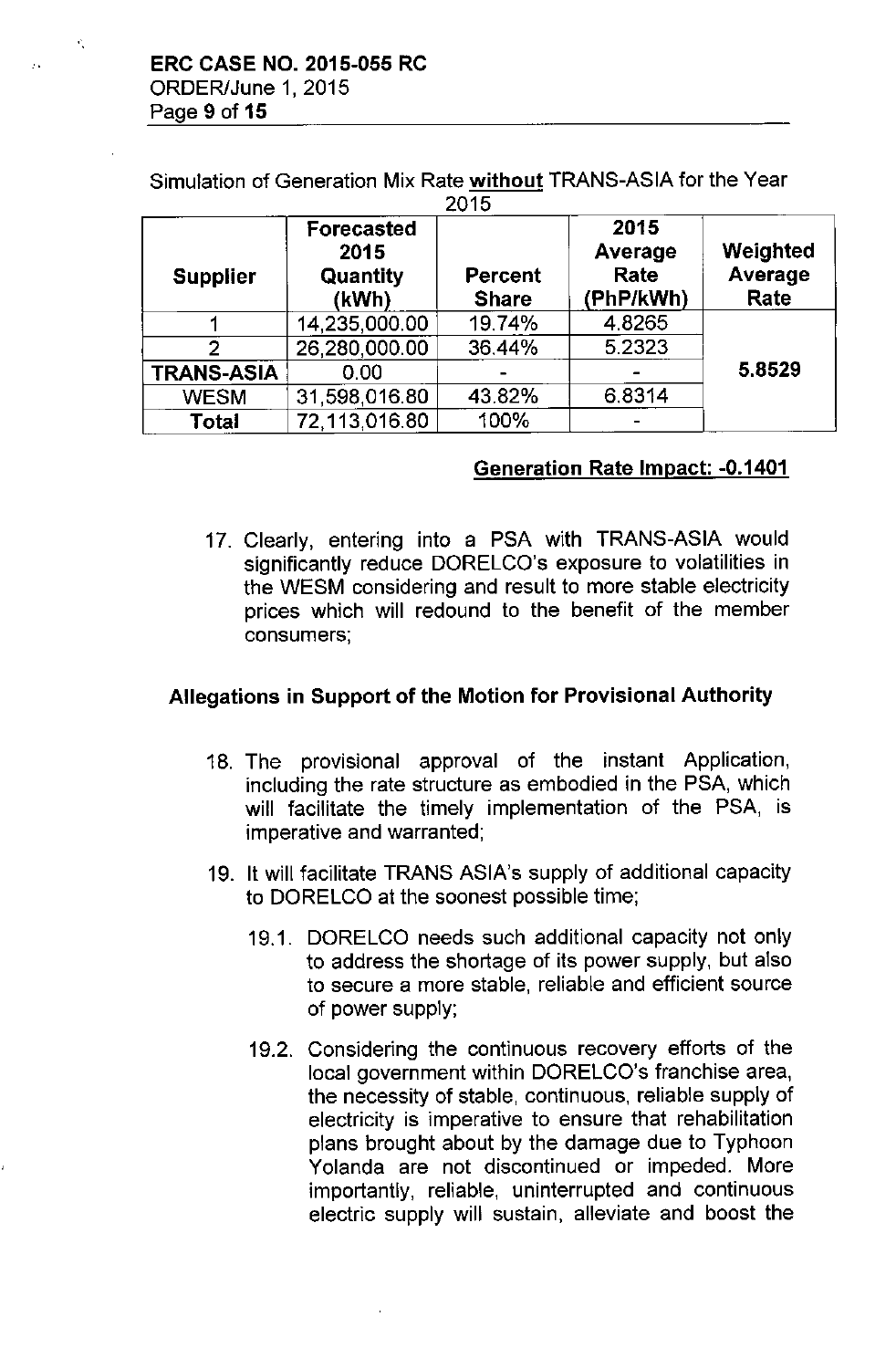Simulation of Generation Mix Rate **without** TRANS-ASIA for the Year 2015

| Supplier | Forecasted 2015 Quantity (kWh) | Percent Share | 2015 Average Rate (PhP/kWh) | Weighted Average Rate |
|---|---|---|---|---|
| 1 | 14,235,000.00 | 19.74% | 4.8265 | 5.8529 |
| 2 | 26,280,000.00 | 36.44% | 5.2323 | |
| **TRANS-ASIA** | 0.00 | - | - | |
| WESM | 31,598,016.80 | 43.82% | 6.8314 | |
| **Total** | 72,113,016.80 | 100% | - | |

**Generation Rate Impact: -0.1401**

17. Clearly, entering into a PSA with TRANS-ASIA would significantly reduce DORELCO's exposure to volatilities in the WESM considering and result to more stable electricity prices which will redound to the benefit of the member consumers;

### Allegations in Support of the Motion for Provisional Authority

18. The provisional approval of the instant Application, including the rate structure as embodied in the PSA, which will facilitate the timely implementation of the PSA, is imperative and warranted;

19. It will facilitate TRANS ASIA's supply of additional capacity to DORELCO at the soonest possible time;

    19.1. DORELCO needs such additional capacity not only to address the shortage of its power supply, but also to secure a more stable, reliable and efficient source of power supply;

    19.2. Considering the continuous recovery efforts of the local government within DORELCO's franchise area, the necessity of stable, continuous, reliable supply of electricity is imperative to ensure that rehabilitation plans brought about by the damage due to Typhoon Yolanda are not discontinued or impeded. More importantly, reliable, uninterrupted and continuous electric supply will sustain, alleviate and boost the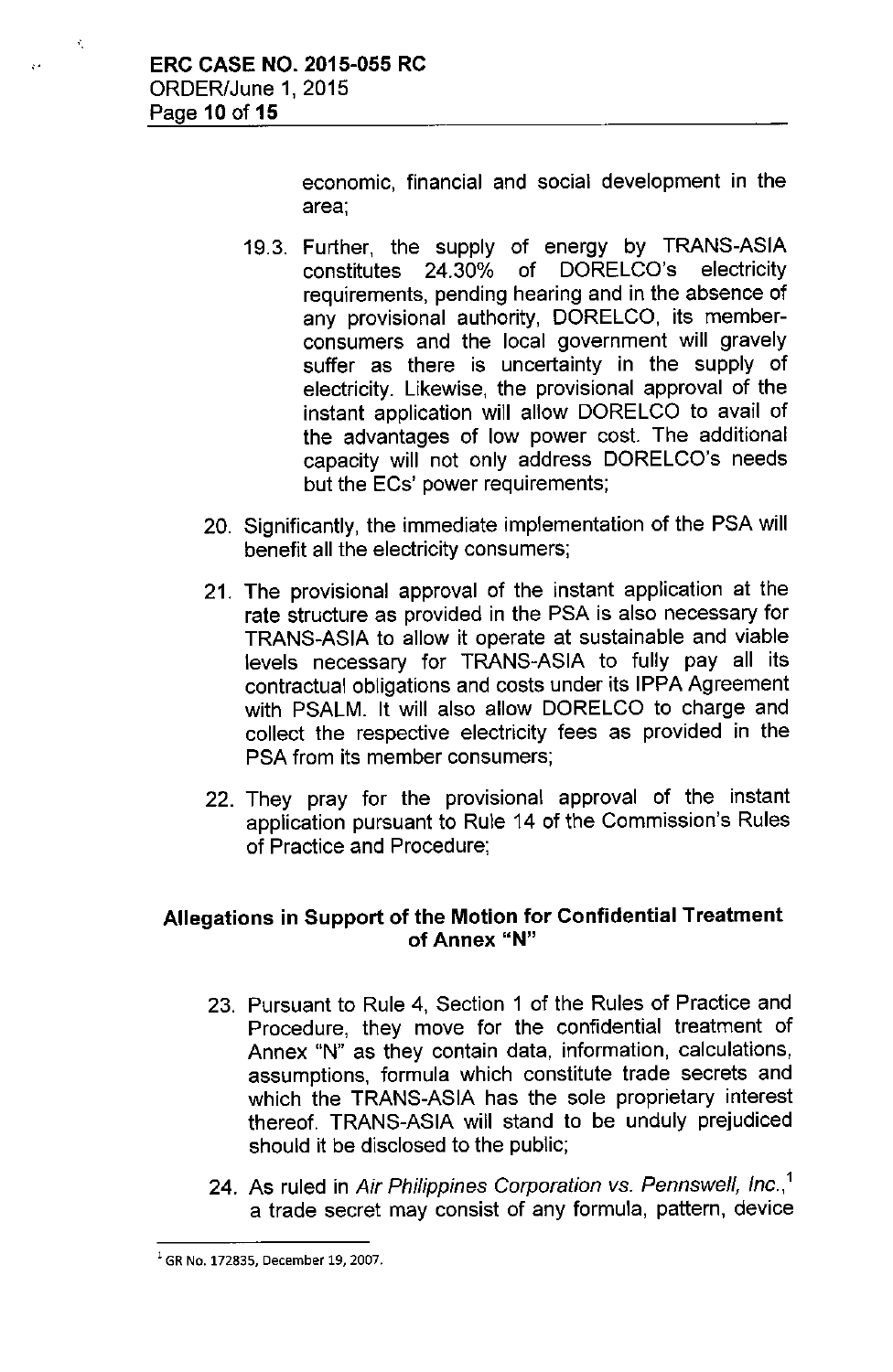economic, financial and social development in the area;

19.3. Further, the supply of energy by TRANS-ASIA constitutes 24.30% of DORELCO's electricity requirements, pending hearing and in the absence of any provisional authority, DORELCO, its member-consumers and the local government will gravely suffer as there is uncertainty in the supply of electricity. Likewise, the provisional approval of the instant application will allow DORELCO to avail of the advantages of low power cost. The additional capacity will not only address DORELCO's needs but the ECs' power requirements;

20. Significantly, the immediate implementation of the PSA will benefit all the electricity consumers;

21. The provisional approval of the instant application at the rate structure as provided in the PSA is also necessary for TRANS-ASIA to allow it operate at sustainable and viable levels necessary for TRANS-ASIA to fully pay all its contractual obligations and costs under its IPPA Agreement with PSALM. It will also allow DORELCO to charge and collect the respective electricity fees as provided in the PSA from its member consumers;

22. They pray for the provisional approval of the instant application pursuant to Rule 14 of the Commission's Rules of Practice and Procedure;

## Allegations in Support of the Motion for Confidential Treatment of Annex "N"

23. Pursuant to Rule 4, Section 1 of the Rules of Practice and Procedure, they move for the confidential treatment of Annex "N" as they contain data, information, calculations, assumptions, formula which constitute trade secrets and which the TRANS-ASIA has the sole proprietary interest thereof. TRANS-ASIA will stand to be unduly prejudiced should it be disclosed to the public;

24. As ruled in *Air Philippines Corporation vs. Pennswell, Inc.*,[1] a trade secret may consist of any formula, pattern, device

---

[1] GR No. 172835, December 19, 2007.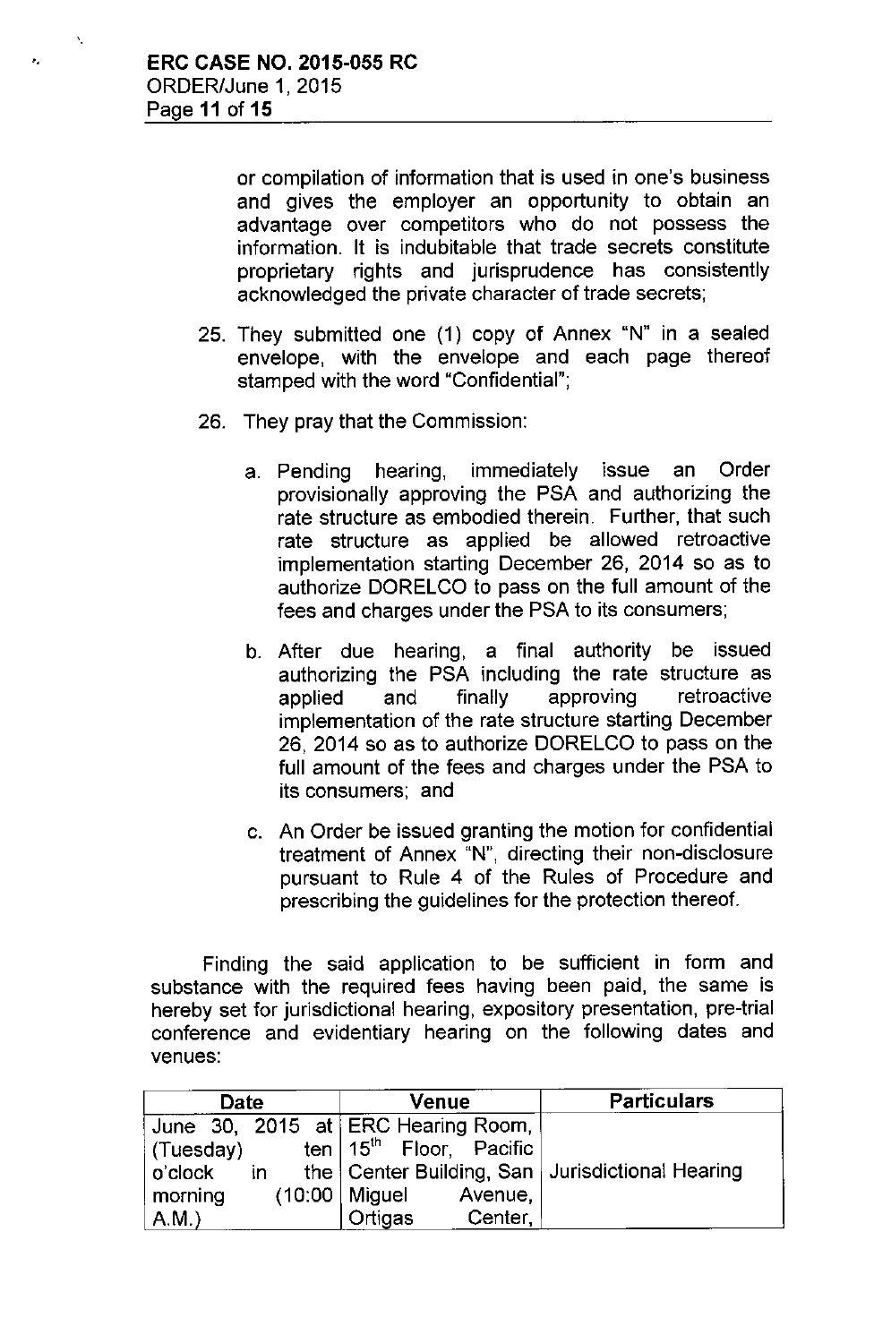or compilation of information that is used in one's business and gives the employer an opportunity to obtain an advantage over competitors who do not possess the information. It is indubitable that trade secrets constitute proprietary rights and jurisprudence has consistently acknowledged the private character of trade secrets;

25. They submitted one (1) copy of Annex "N" in a sealed envelope, with the envelope and each page thereof stamped with the word "Confidential";

26. They pray that the Commission:

    a. Pending hearing, immediately issue an Order provisionally approving the PSA and authorizing the rate structure as embodied therein. Further, that such rate structure as applied be allowed retroactive implementation starting December 26, 2014 so as to authorize DORELCO to pass on the full amount of the fees and charges under the PSA to its consumers;

    b. After due hearing, a final authority be issued authorizing the PSA including the rate structure as applied and finally approving retroactive implementation of the rate structure starting December 26, 2014 so as to authorize DORELCO to pass on the full amount of the fees and charges under the PSA to its consumers; and

    c. An Order be issued granting the motion for confidential treatment of Annex "N", directing their non-disclosure pursuant to Rule 4 of the Rules of Procedure and prescribing the guidelines for the protection thereof.

Finding the said application to be sufficient in form and substance with the required fees having been paid, the same is hereby set for jurisdictional hearing, expository presentation, pre-trial conference and evidentiary hearing on the following dates and venues:

| Date | Venue | Particulars |
|---|---|---|
| June 30, 2015 at (Tuesday) ten o'clock in the morning (10:00 A.M.) | ERC Hearing Room, 15th Floor, Pacific Center Building, San Miguel Avenue, Ortigas Center, | Jurisdictional Hearing |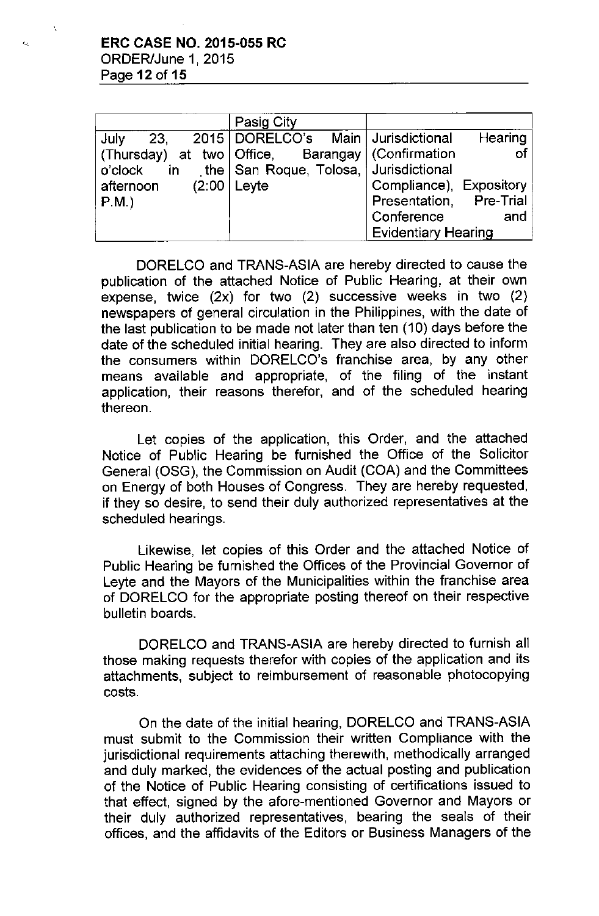| | | |
|---|---|---|
| | Pasig City | |
| July 23, 2015 (Thursday) at two o'clock in the afternoon (2:00 P.M.) | DORELCO's Main Office, Barangay San Roque, Tolosa, Leyte | Jurisdictional Hearing (Confirmation of Jurisdictional Compliance), Expository Presentation, Pre-Trial Conference and Evidentiary Hearing |

DORELCO and TRANS-ASIA are hereby directed to cause the publication of the attached Notice of Public Hearing, at their own expense, twice (2x) for two (2) successive weeks in two (2) newspapers of general circulation in the Philippines, with the date of the last publication to be made not later than ten (10) days before the date of the scheduled initial hearing. They are also directed to inform the consumers within DORELCO's franchise area, by any other means available and appropriate, of the filing of the instant application, their reasons therefor, and of the scheduled hearing thereon.

Let copies of the application, this Order, and the attached Notice of Public Hearing be furnished the Office of the Solicitor General (OSG), the Commission on Audit (COA) and the Committees on Energy of both Houses of Congress. They are hereby requested, if they so desire, to send their duly authorized representatives at the scheduled hearings.

Likewise, let copies of this Order and the attached Notice of Public Hearing be furnished the Offices of the Provincial Governor of Leyte and the Mayors of the Municipalities within the franchise area of DORELCO for the appropriate posting thereof on their respective bulletin boards.

DORELCO and TRANS-ASIA are hereby directed to furnish all those making requests therefor with copies of the application and its attachments, subject to reimbursement of reasonable photocopying costs.

On the date of the initial hearing, DORELCO and TRANS-ASIA must submit to the Commission their written Compliance with the jurisdictional requirements attaching therewith, methodically arranged and duly marked, the evidences of the actual posting and publication of the Notice of Public Hearing consisting of certifications issued to that effect, signed by the afore-mentioned Governor and Mayors or their duly authorized representatives, bearing the seals of their offices, and the affidavits of the Editors or Business Managers of the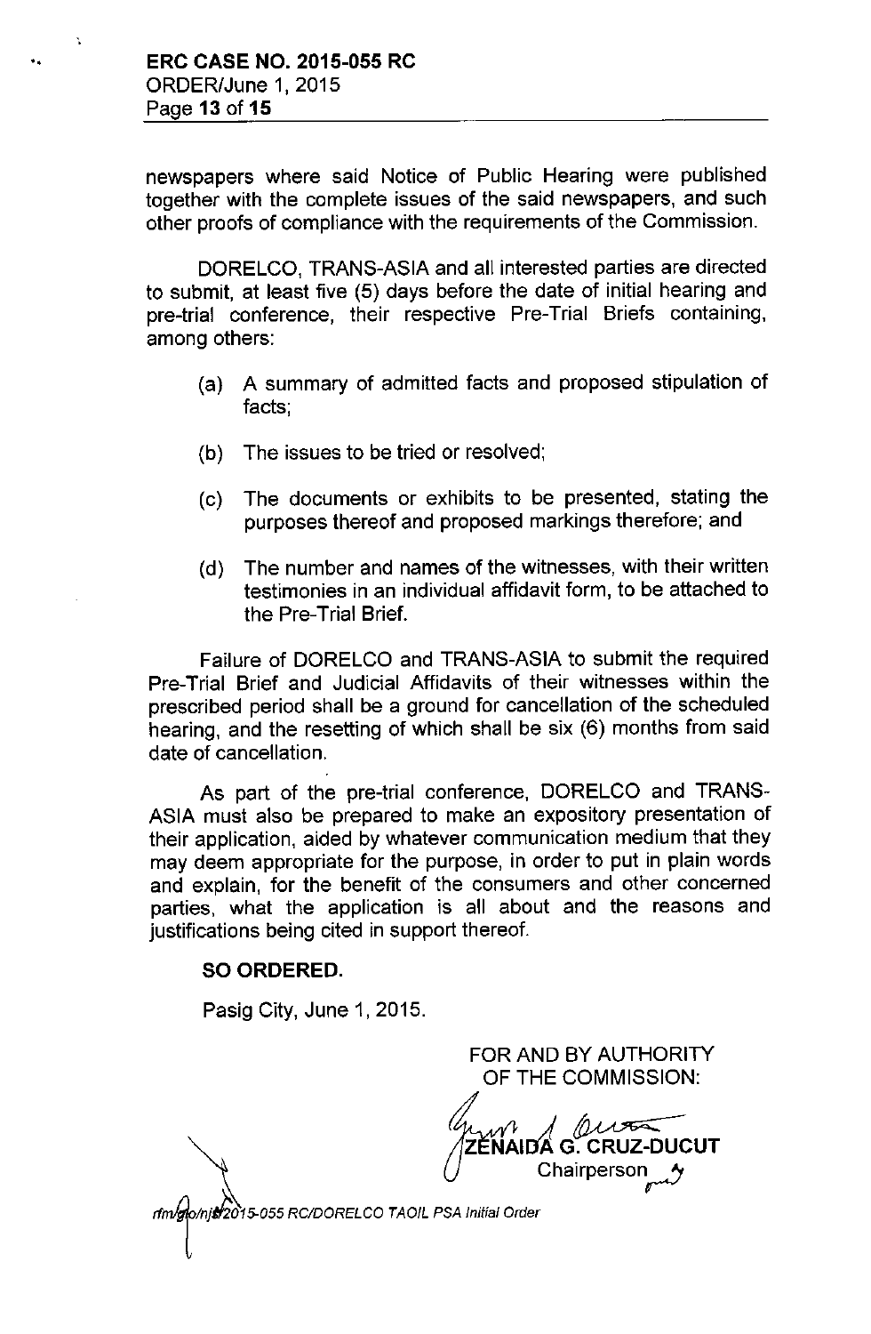newspapers where said Notice of Public Hearing were published together with the complete issues of the said newspapers, and such other proofs of compliance with the requirements of the Commission.

DORELCO, TRANS-ASIA and all interested parties are directed to submit, at least five (5) days before the date of initial hearing and pre-trial conference, their respective Pre-Trial Briefs containing, among others:

(a) A summary of admitted facts and proposed stipulation of facts;

(b) The issues to be tried or resolved;

(c) The documents or exhibits to be presented, stating the purposes thereof and proposed markings therefore; and

(d) The number and names of the witnesses, with their written testimonies in an individual affidavit form, to be attached to the Pre-Trial Brief.

Failure of DORELCO and TRANS-ASIA to submit the required Pre-Trial Brief and Judicial Affidavits of their witnesses within the prescribed period shall be a ground for cancellation of the scheduled hearing, and the resetting of which shall be six (6) months from said date of cancellation.

As part of the pre-trial conference, DORELCO and TRANS-ASIA must also be prepared to make an expository presentation of their application, aided by whatever communication medium that they may deem appropriate for the purpose, in order to put in plain words and explain, for the benefit of the consumers and other concerned parties, what the application is all about and the reasons and justifications being cited in support thereof.

**SO ORDERED.**

Pasig City, June 1, 2015.

FOR AND BY AUTHORITY OF THE COMMISSION:

**ZENAIDA G. CRUZ-DUCUT**
Chairperson

*rfm/glo/njt/2015-055 RC/DORELCO TAOIL PSA Initial Order*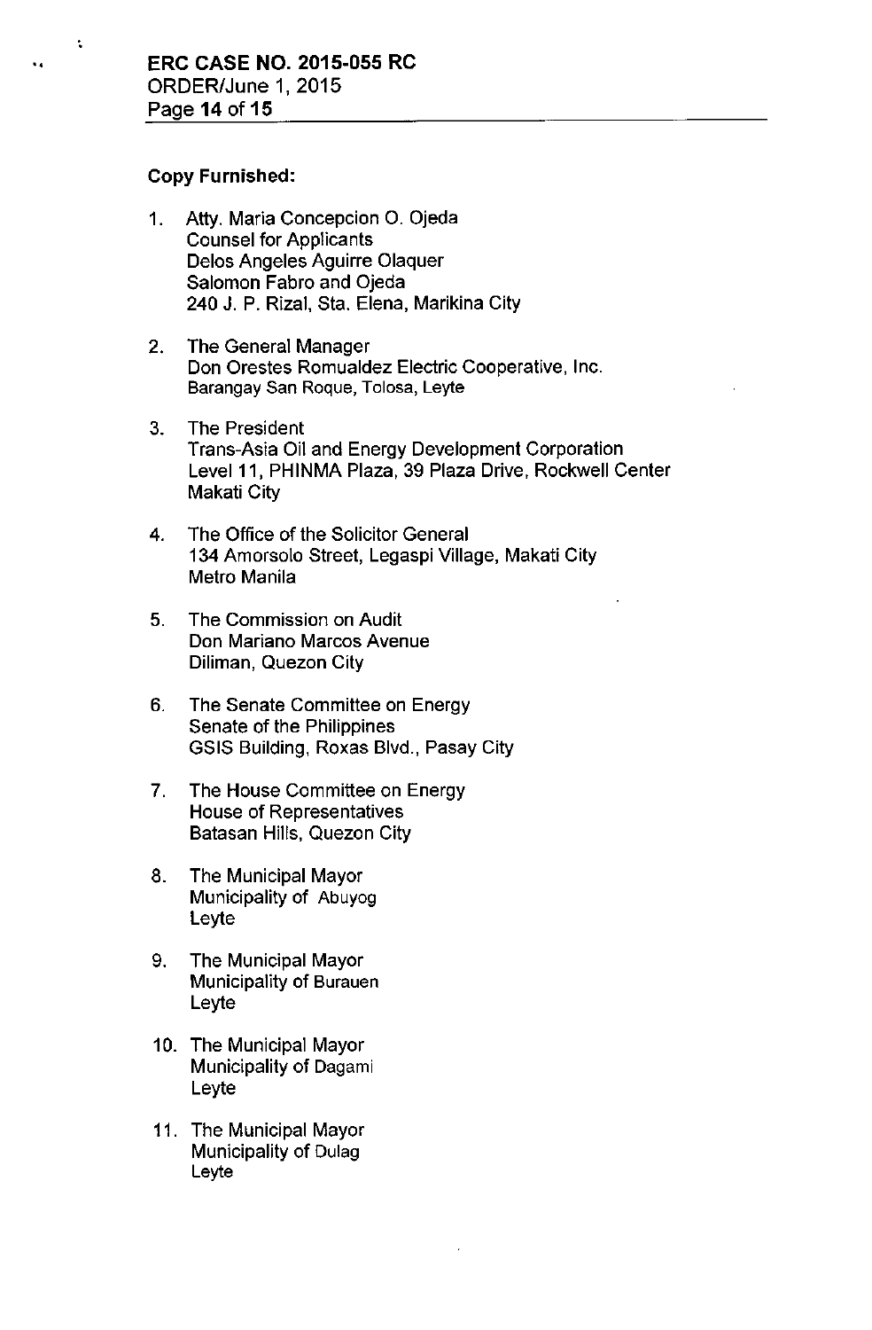**Copy Furnished:**

1. Atty. Maria Concepcion O. Ojeda
   Counsel for Applicants
   Delos Angeles Aguirre Olaquer
   Salomon Fabro and Ojeda
   240 J. P. Rizal, Sta. Elena, Marikina City

2. The General Manager
   Don Orestes Romualdez Electric Cooperative, Inc.
   Barangay San Roque, Tolosa, Leyte

3. The President
   Trans-Asia Oil and Energy Development Corporation
   Level 11, PHINMA Plaza, 39 Plaza Drive, Rockwell Center
   Makati City

4. The Office of the Solicitor General
   134 Amorsolo Street, Legaspi Village, Makati City
   Metro Manila

5. The Commission on Audit
   Don Mariano Marcos Avenue
   Diliman, Quezon City

6. The Senate Committee on Energy
   Senate of the Philippines
   GSIS Building, Roxas Blvd., Pasay City

7. The House Committee on Energy
   House of Representatives
   Batasan Hills, Quezon City

8. The Municipal Mayor
   Municipality of Abuyog
   Leyte

9. The Municipal Mayor
   Municipality of Burauen
   Leyte

10. The Municipal Mayor
    Municipality of Dagami
    Leyte

11. The Municipal Mayor
    Municipality of Dulag
    Leyte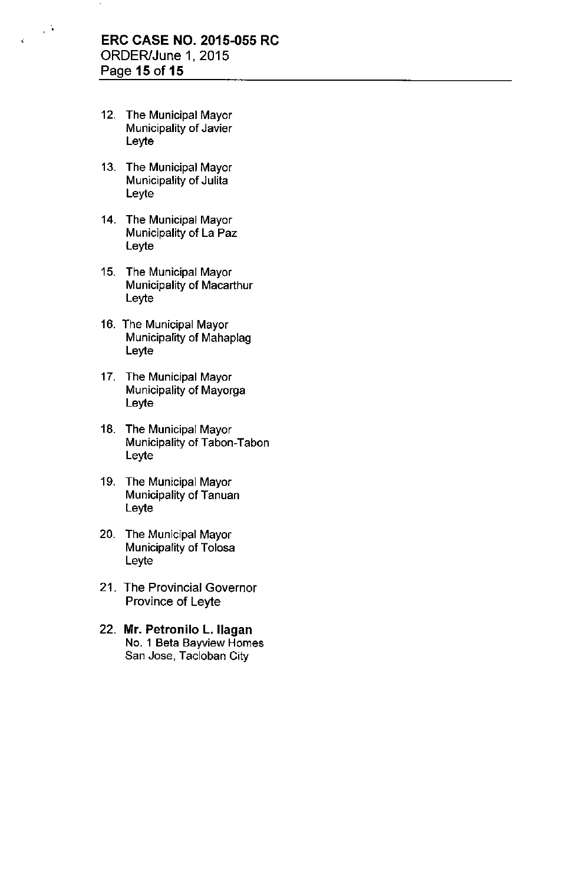12. The Municipal Mayor
    Municipality of Javier
    Leyte

13. The Municipal Mayor
    Municipality of Julita
    Leyte

14. The Municipal Mayor
    Municipality of La Paz
    Leyte

15. The Municipal Mayor
    Municipality of Macarthur
    Leyte

16. The Municipal Mayor
    Municipality of Mahaplag
    Leyte

17. The Municipal Mayor
    Municipality of Mayorga
    Leyte

18. The Municipal Mayor
    Municipality of Tabon-Tabon
    Leyte

19. The Municipal Mayor
    Municipality of Tanuan
    Leyte

20. The Municipal Mayor
    Municipality of Tolosa
    Leyte

21. The Provincial Governor
    Province of Leyte

22. **Mr. Petronilo L. Ilagan**
    No. 1 Beta Bayview Homes
    San Jose, Tacloban City